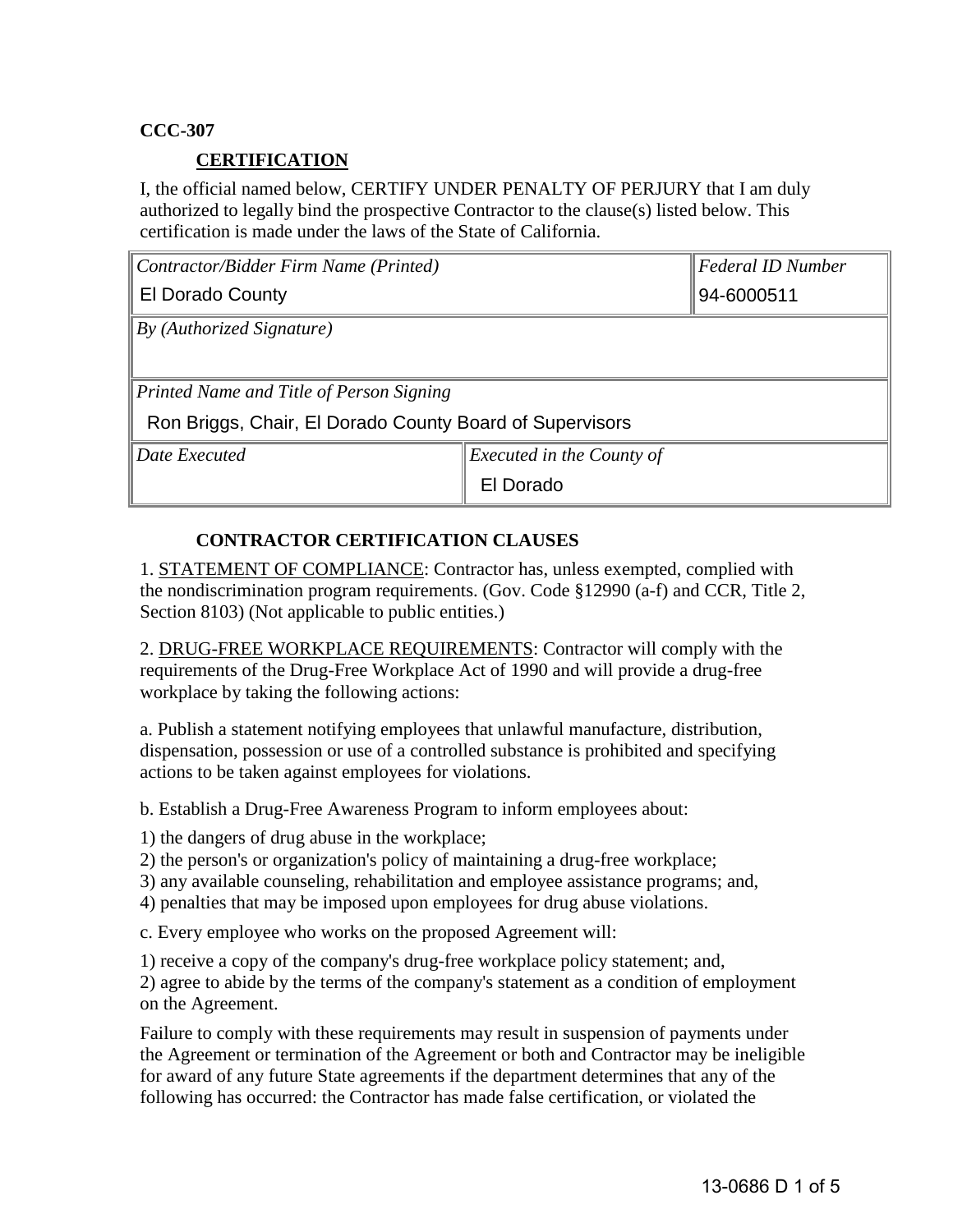**CCC-307**

## CERTIFICATION

I, the official named below, CERTIFY UNDER PENALTY OF PERJURY that I am duly authorized to legally bind the prospective Contractor to the clause(s) listed below. This certification is made under the laws of the State of California.

| *Contractor/Bidder Firm Name (Printed)* | | *Federal ID Number* |
|---|---|---|
| El Dorado County | | 94-6000511 |
| *By (Authorized Signature)* | | |
| | | |
| *Printed Name and Title of Person Signing* | | |
| Ron Briggs, Chair, El Dorado County Board of Supervisors | | |
| *Date Executed* | *Executed in the County of* | |
| | El Dorado | |

## CONTRACTOR CERTIFICATION CLAUSES

1. <u>STATEMENT OF COMPLIANCE</u>: Contractor has, unless exempted, complied with the nondiscrimination program requirements. (Gov. Code §12990 (a-f) and CCR, Title 2, Section 8103) (Not applicable to public entities.)

2. <u>DRUG-FREE WORKPLACE REQUIREMENTS</u>: Contractor will comply with the requirements of the Drug-Free Workplace Act of 1990 and will provide a drug-free workplace by taking the following actions:

a. Publish a statement notifying employees that unlawful manufacture, distribution, dispensation, possession or use of a controlled substance is prohibited and specifying actions to be taken against employees for violations.

b. Establish a Drug-Free Awareness Program to inform employees about:

1) the dangers of drug abuse in the workplace;
2) the person's or organization's policy of maintaining a drug-free workplace;
3) any available counseling, rehabilitation and employee assistance programs; and,
4) penalties that may be imposed upon employees for drug abuse violations.

c. Every employee who works on the proposed Agreement will:

1) receive a copy of the company's drug-free workplace policy statement; and,
2) agree to abide by the terms of the company's statement as a condition of employment on the Agreement.

Failure to comply with these requirements may result in suspension of payments under the Agreement or termination of the Agreement or both and Contractor may be ineligible for award of any future State agreements if the department determines that any of the following has occurred: the Contractor has made false certification, or violated the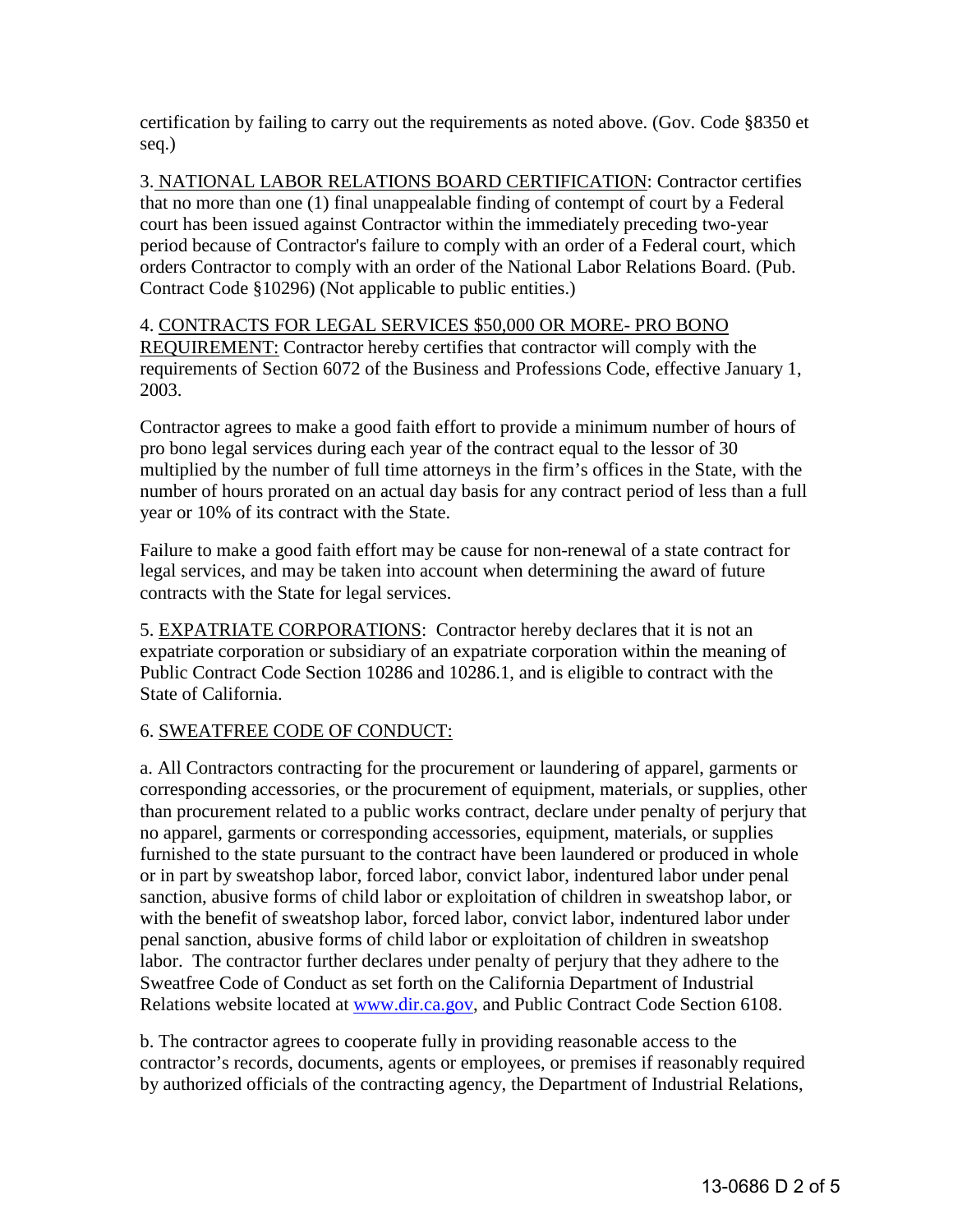certification by failing to carry out the requirements as noted above. (Gov. Code §8350 et seq.)

3. NATIONAL LABOR RELATIONS BOARD CERTIFICATION: Contractor certifies that no more than one (1) final unappealable finding of contempt of court by a Federal court has been issued against Contractor within the immediately preceding two-year period because of Contractor's failure to comply with an order of a Federal court, which orders Contractor to comply with an order of the National Labor Relations Board. (Pub. Contract Code §10296) (Not applicable to public entities.)

4. CONTRACTS FOR LEGAL SERVICES $50,000 OR MORE- PRO BONO REQUIREMENT: Contractor hereby certifies that contractor will comply with the requirements of Section 6072 of the Business and Professions Code, effective January 1, 2003.

Contractor agrees to make a good faith effort to provide a minimum number of hours of pro bono legal services during each year of the contract equal to the lessor of 30 multiplied by the number of full time attorneys in the firm's offices in the State, with the number of hours prorated on an actual day basis for any contract period of less than a full year or 10% of its contract with the State.

Failure to make a good faith effort may be cause for non-renewal of a state contract for legal services, and may be taken into account when determining the award of future contracts with the State for legal services.

5. EXPATRIATE CORPORATIONS: Contractor hereby declares that it is not an expatriate corporation or subsidiary of an expatriate corporation within the meaning of Public Contract Code Section 10286 and 10286.1, and is eligible to contract with the State of California.

6. SWEATFREE CODE OF CONDUCT:

a. All Contractors contracting for the procurement or laundering of apparel, garments or corresponding accessories, or the procurement of equipment, materials, or supplies, other than procurement related to a public works contract, declare under penalty of perjury that no apparel, garments or corresponding accessories, equipment, materials, or supplies furnished to the state pursuant to the contract have been laundered or produced in whole or in part by sweatshop labor, forced labor, convict labor, indentured labor under penal sanction, abusive forms of child labor or exploitation of children in sweatshop labor, or with the benefit of sweatshop labor, forced labor, convict labor, indentured labor under penal sanction, abusive forms of child labor or exploitation of children in sweatshop labor. The contractor further declares under penalty of perjury that they adhere to the Sweatfree Code of Conduct as set forth on the California Department of Industrial Relations website located at www.dir.ca.gov, and Public Contract Code Section 6108.

b. The contractor agrees to cooperate fully in providing reasonable access to the contractor's records, documents, agents or employees, or premises if reasonably required by authorized officials of the contracting agency, the Department of Industrial Relations,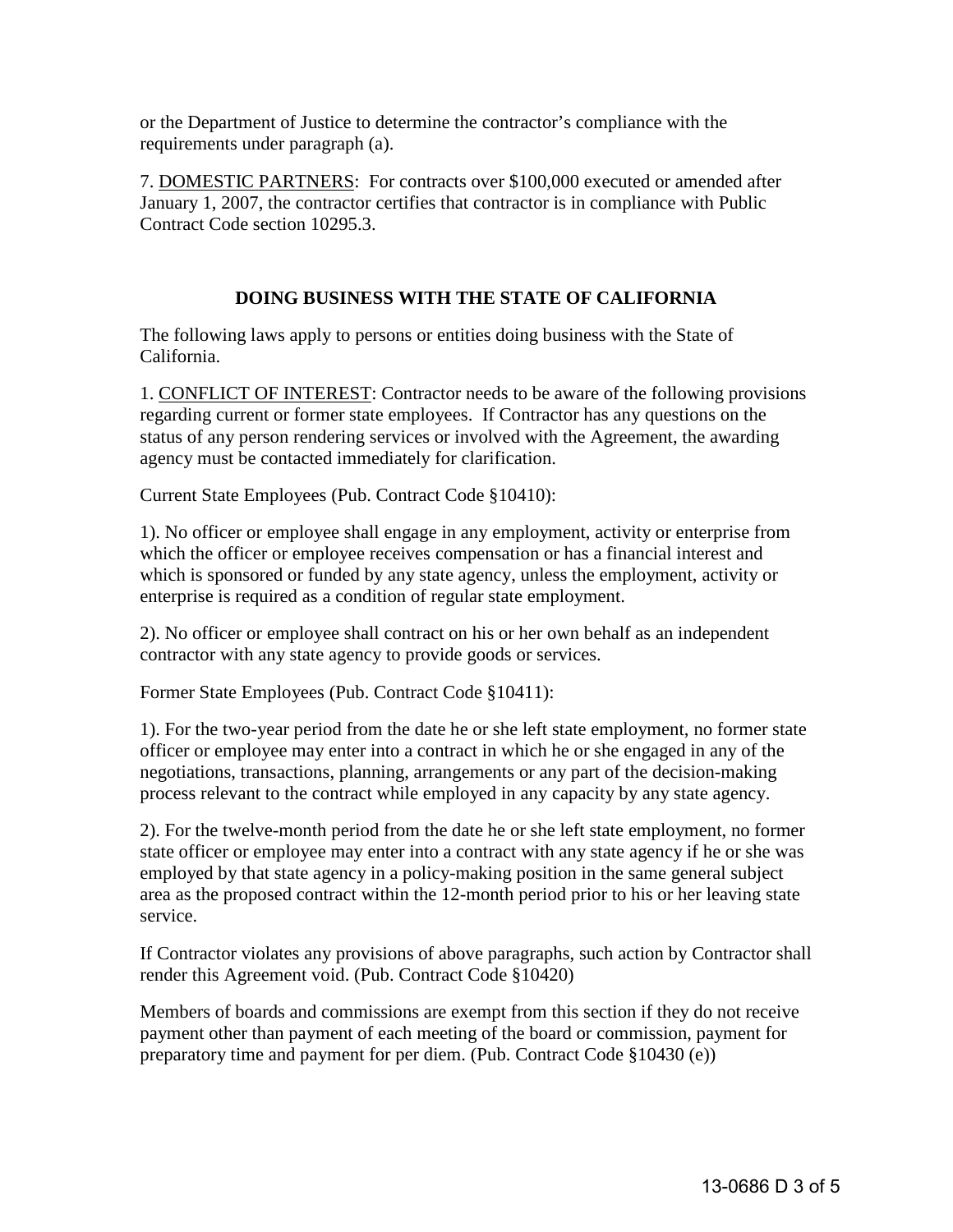or the Department of Justice to determine the contractor's compliance with the requirements under paragraph (a).

7. DOMESTIC PARTNERS: For contracts over $100,000 executed or amended after January 1, 2007, the contractor certifies that contractor is in compliance with Public Contract Code section 10295.3.

## DOING BUSINESS WITH THE STATE OF CALIFORNIA

The following laws apply to persons or entities doing business with the State of California.

1. CONFLICT OF INTEREST: Contractor needs to be aware of the following provisions regarding current or former state employees. If Contractor has any questions on the status of any person rendering services or involved with the Agreement, the awarding agency must be contacted immediately for clarification.

Current State Employees (Pub. Contract Code §10410):

1). No officer or employee shall engage in any employment, activity or enterprise from which the officer or employee receives compensation or has a financial interest and which is sponsored or funded by any state agency, unless the employment, activity or enterprise is required as a condition of regular state employment.

2). No officer or employee shall contract on his or her own behalf as an independent contractor with any state agency to provide goods or services.

Former State Employees (Pub. Contract Code §10411):

1). For the two-year period from the date he or she left state employment, no former state officer or employee may enter into a contract in which he or she engaged in any of the negotiations, transactions, planning, arrangements or any part of the decision-making process relevant to the contract while employed in any capacity by any state agency.

2). For the twelve-month period from the date he or she left state employment, no former state officer or employee may enter into a contract with any state agency if he or she was employed by that state agency in a policy-making position in the same general subject area as the proposed contract within the 12-month period prior to his or her leaving state service.

If Contractor violates any provisions of above paragraphs, such action by Contractor shall render this Agreement void. (Pub. Contract Code §10420)

Members of boards and commissions are exempt from this section if they do not receive payment other than payment of each meeting of the board or commission, payment for preparatory time and payment for per diem. (Pub. Contract Code §10430 (e))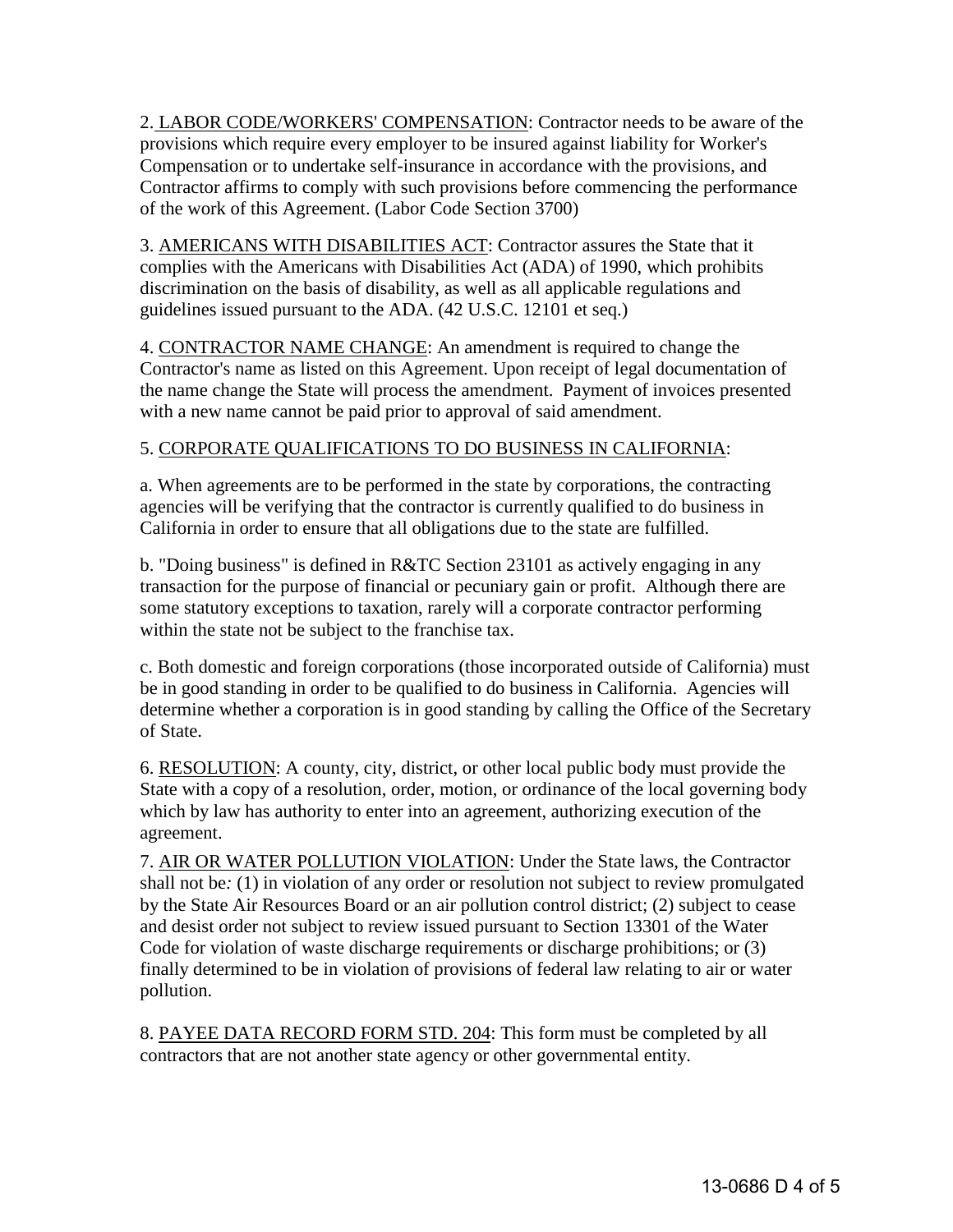2. <u>LABOR CODE/WORKERS' COMPENSATION</u>: Contractor needs to be aware of the provisions which require every employer to be insured against liability for Worker's Compensation or to undertake self-insurance in accordance with the provisions, and Contractor affirms to comply with such provisions before commencing the performance of the work of this Agreement. (Labor Code Section 3700)

3. <u>AMERICANS WITH DISABILITIES ACT</u>: Contractor assures the State that it complies with the Americans with Disabilities Act (ADA) of 1990, which prohibits discrimination on the basis of disability, as well as all applicable regulations and guidelines issued pursuant to the ADA. (42 U.S.C. 12101 et seq.)

4. <u>CONTRACTOR NAME CHANGE</u>: An amendment is required to change the Contractor's name as listed on this Agreement. Upon receipt of legal documentation of the name change the State will process the amendment. Payment of invoices presented with a new name cannot be paid prior to approval of said amendment.

5. <u>CORPORATE QUALIFICATIONS TO DO BUSINESS IN CALIFORNIA</u>:

a. When agreements are to be performed in the state by corporations, the contracting agencies will be verifying that the contractor is currently qualified to do business in California in order to ensure that all obligations due to the state are fulfilled.

b. "Doing business" is defined in R&TC Section 23101 as actively engaging in any transaction for the purpose of financial or pecuniary gain or profit. Although there are some statutory exceptions to taxation, rarely will a corporate contractor performing within the state not be subject to the franchise tax.

c. Both domestic and foreign corporations (those incorporated outside of California) must be in good standing in order to be qualified to do business in California. Agencies will determine whether a corporation is in good standing by calling the Office of the Secretary of State.

6. <u>RESOLUTION</u>: A county, city, district, or other local public body must provide the State with a copy of a resolution, order, motion, or ordinance of the local governing body which by law has authority to enter into an agreement, authorizing execution of the agreement.

7. <u>AIR OR WATER POLLUTION VIOLATION</u>: Under the State laws, the Contractor shall not be*:* (1) in violation of any order or resolution not subject to review promulgated by the State Air Resources Board or an air pollution control district; (2) subject to cease and desist order not subject to review issued pursuant to Section 13301 of the Water Code for violation of waste discharge requirements or discharge prohibitions; or (3) finally determined to be in violation of provisions of federal law relating to air or water pollution.

8. <u>PAYEE DATA RECORD FORM STD. 204</u>: This form must be completed by all contractors that are not another state agency or other governmental entity.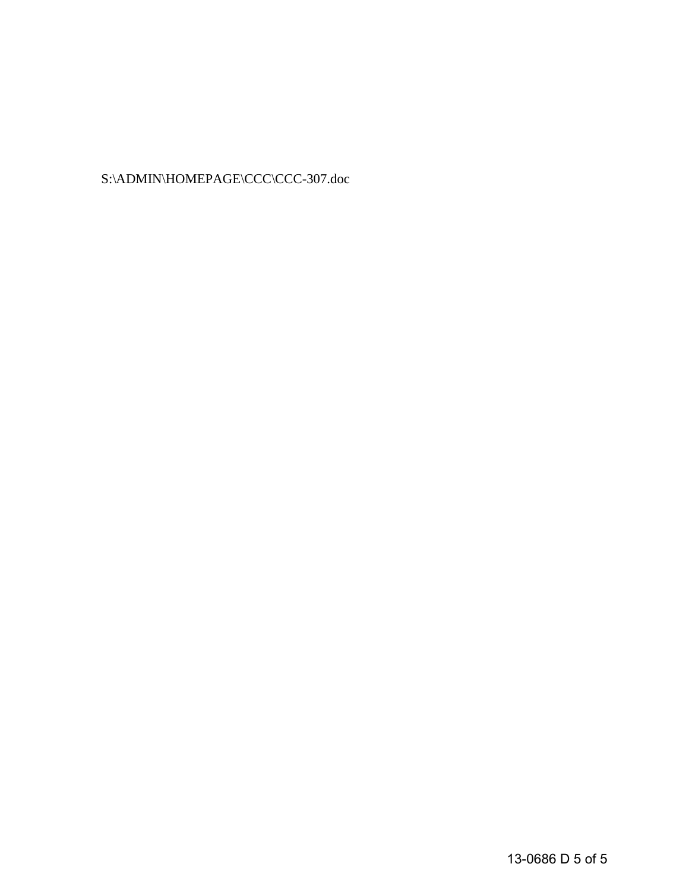S:\ADMIN\HOMEPAGE\CCC\CCC-307.doc